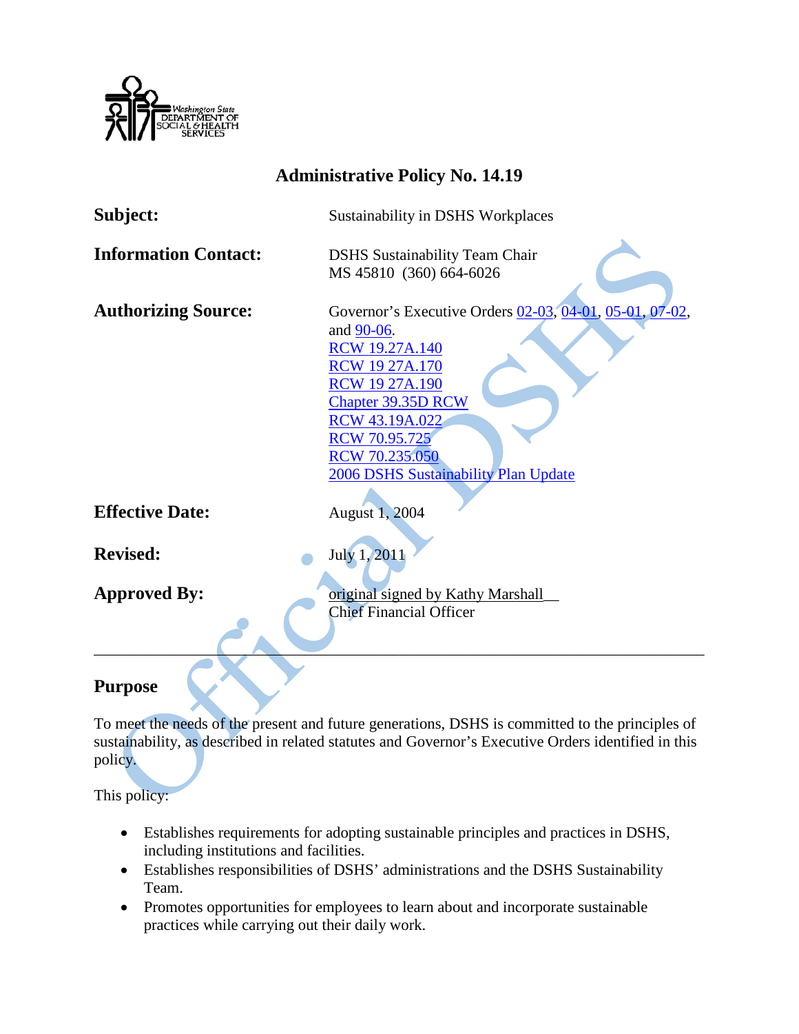# Administrative Policy No. 14.19

| | |
|---|---|
| **Subject:** | Sustainability in DSHS Workplaces |
| **Information Contact:** | DSHS Sustainability Team Chair<br>MS 45810 (360) 664-6026 |
| **Authorizing Source:** | Governor's Executive Orders 02-03, 04-01, 05-01, 07-02, and 90-06.<br>RCW 19.27A.140<br>RCW 19 27A.170<br>RCW 19 27A.190<br>Chapter 39.35D RCW<br>RCW 43.19A.022<br>RCW 70.95.725<br>RCW 70.235.050<br>2006 DSHS Sustainability Plan Update |
| **Effective Date:** | August 1, 2004 |
| **Revised:** | July 1, 2011 |
| **Approved By:** | original signed by Kathy Marshall__<br>Chief Financial Officer |

---

## Purpose

To meet the needs of the present and future generations, DSHS is committed to the principles of sustainability, as described in related statutes and Governor's Executive Orders identified in this policy.

This policy:

- Establishes requirements for adopting sustainable principles and practices in DSHS, including institutions and facilities.
- Establishes responsibilities of DSHS' administrations and the DSHS Sustainability Team.
- Promotes opportunities for employees to learn about and incorporate sustainable practices while carrying out their daily work.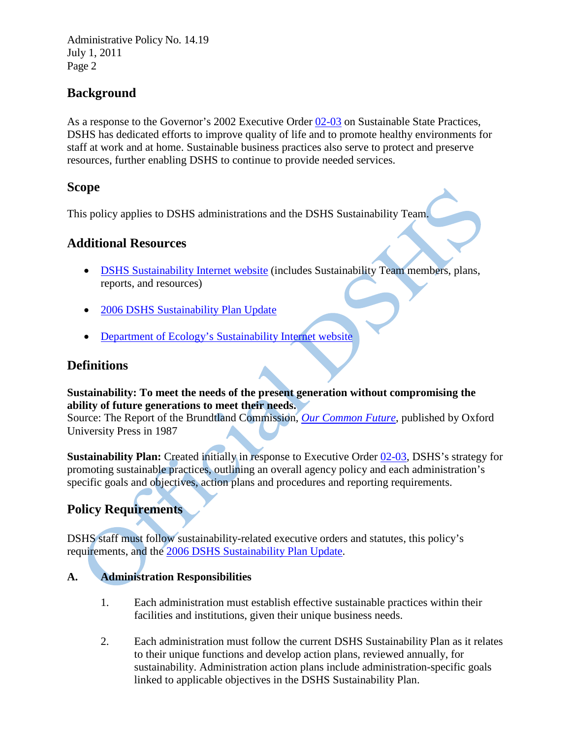## Background

As a response to the Governor's 2002 Executive Order 02-03 on Sustainable State Practices, DSHS has dedicated efforts to improve quality of life and to promote healthy environments for staff at work and at home. Sustainable business practices also serve to protect and preserve resources, further enabling DSHS to continue to provide needed services.

## Scope

This policy applies to DSHS administrations and the DSHS Sustainability Team.

## Additional Resources

- DSHS Sustainability Internet website (includes Sustainability Team members, plans, reports, and resources)
- 2006 DSHS Sustainability Plan Update
- Department of Ecology's Sustainability Internet website

## Definitions

**Sustainability: To meet the needs of the present generation without compromising the ability of future generations to meet their needs.**
Source: The Report of the Brundtland Commission, *Our Common Future*, published by Oxford University Press in 1987

**Sustainability Plan:** Created initially in response to Executive Order 02-03, DSHS's strategy for promoting sustainable practices, outlining an overall agency policy and each administration's specific goals and objectives, action plans and procedures and reporting requirements.

## Policy Requirements

DSHS staff must follow sustainability-related executive orders and statutes, this policy's requirements, and the 2006 DSHS Sustainability Plan Update.

### A. Administration Responsibilities

1. Each administration must establish effective sustainable practices within their facilities and institutions, given their unique business needs.

2. Each administration must follow the current DSHS Sustainability Plan as it relates to their unique functions and develop action plans, reviewed annually, for sustainability. Administration action plans include administration-specific goals linked to applicable objectives in the DSHS Sustainability Plan.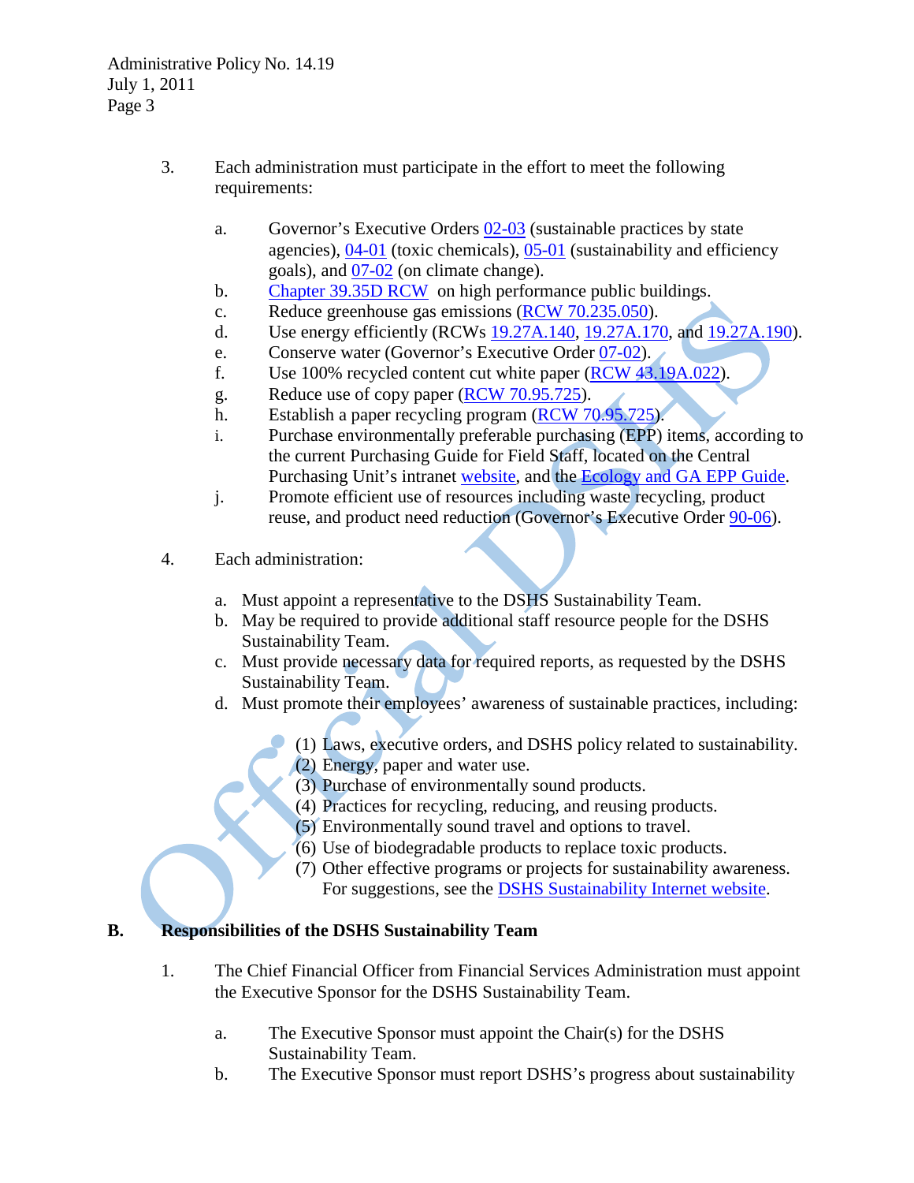3. Each administration must participate in the effort to meet the following requirements:

   a. Governor's Executive Orders 02-03 (sustainable practices by state agencies), 04-01 (toxic chemicals), 05-01 (sustainability and efficiency goals), and 07-02 (on climate change).
   b. Chapter 39.35D RCW on high performance public buildings.
   c. Reduce greenhouse gas emissions (RCW 70.235.050).
   d. Use energy efficiently (RCWs 19.27A.140, 19.27A.170, and 19.27A.190).
   e. Conserve water (Governor's Executive Order 07-02).
   f. Use 100% recycled content cut white paper (RCW 43.19A.022).
   g. Reduce use of copy paper (RCW 70.95.725).
   h. Establish a paper recycling program (RCW 70.95.725).
   i. Purchase environmentally preferable purchasing (EPP) items, according to the current Purchasing Guide for Field Staff, located on the Central Purchasing Unit's intranet website, and the Ecology and GA EPP Guide.
   j. Promote efficient use of resources including waste recycling, product reuse, and product need reduction (Governor's Executive Order 90-06).

4. Each administration:

   a. Must appoint a representative to the DSHS Sustainability Team.
   b. May be required to provide additional staff resource people for the DSHS Sustainability Team.
   c. Must provide necessary data for required reports, as requested by the DSHS Sustainability Team.
   d. Must promote their employees' awareness of sustainable practices, including:

      (1) Laws, executive orders, and DSHS policy related to sustainability.
      (2) Energy, paper and water use.
      (3) Purchase of environmentally sound products.
      (4) Practices for recycling, reducing, and reusing products.
      (5) Environmentally sound travel and options to travel.
      (6) Use of biodegradable products to replace toxic products.
      (7) Other effective programs or projects for sustainability awareness. For suggestions, see the DSHS Sustainability Internet website.

**B. Responsibilities of the DSHS Sustainability Team**

1. The Chief Financial Officer from Financial Services Administration must appoint the Executive Sponsor for the DSHS Sustainability Team.

   a. The Executive Sponsor must appoint the Chair(s) for the DSHS Sustainability Team.
   b. The Executive Sponsor must report DSHS's progress about sustainability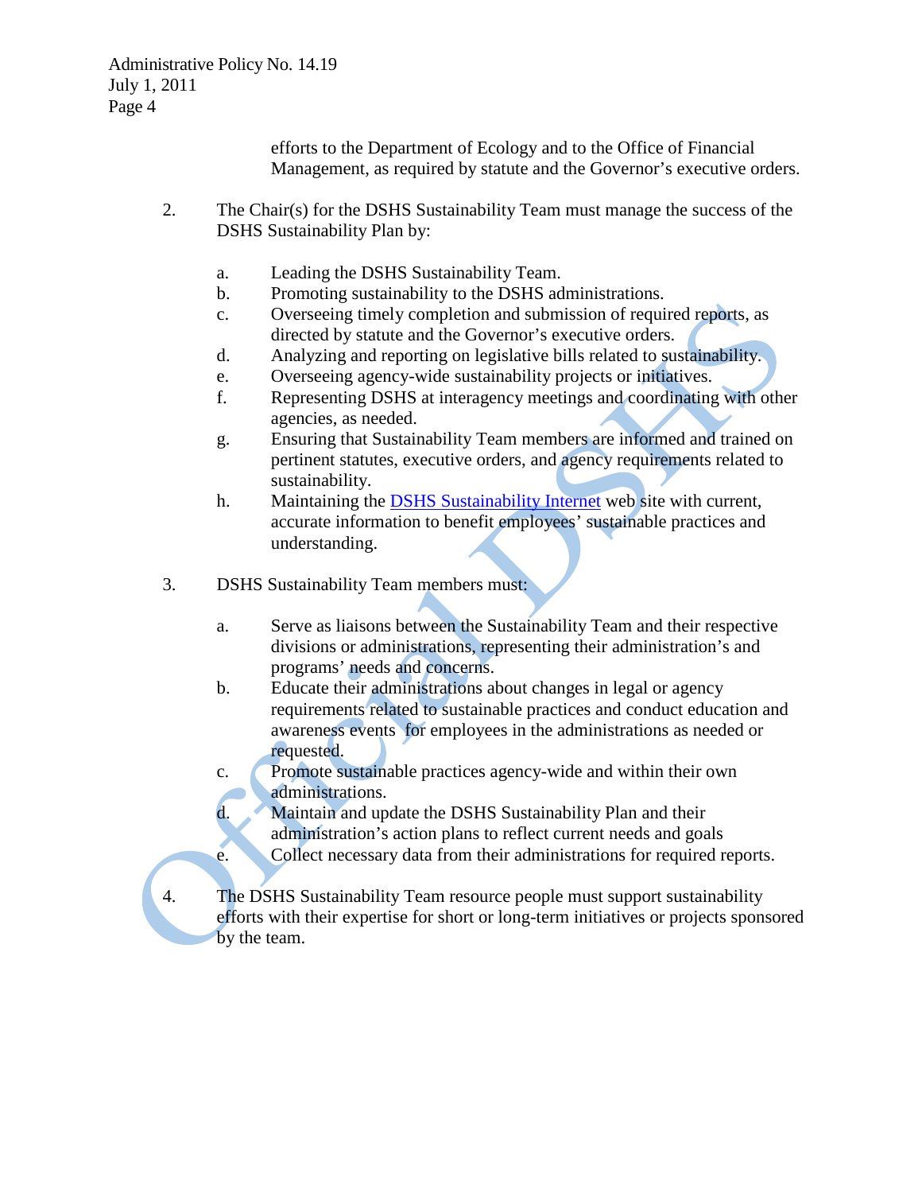efforts to the Department of Ecology and to the Office of Financial Management, as required by statute and the Governor's executive orders.

2. The Chair(s) for the DSHS Sustainability Team must manage the success of the DSHS Sustainability Plan by:

   a. Leading the DSHS Sustainability Team.
   b. Promoting sustainability to the DSHS administrations.
   c. Overseeing timely completion and submission of required reports, as directed by statute and the Governor's executive orders.
   d. Analyzing and reporting on legislative bills related to sustainability.
   e. Overseeing agency-wide sustainability projects or initiatives.
   f. Representing DSHS at interagency meetings and coordinating with other agencies, as needed.
   g. Ensuring that Sustainability Team members are informed and trained on pertinent statutes, executive orders, and agency requirements related to sustainability.
   h. Maintaining the DSHS Sustainability Internet web site with current, accurate information to benefit employees' sustainable practices and understanding.

3. DSHS Sustainability Team members must:

   a. Serve as liaisons between the Sustainability Team and their respective divisions or administrations, representing their administration's and programs' needs and concerns.
   b. Educate their administrations about changes in legal or agency requirements related to sustainable practices and conduct education and awareness events for employees in the administrations as needed or requested.
   c. Promote sustainable practices agency-wide and within their own administrations.
   d. Maintain and update the DSHS Sustainability Plan and their administration's action plans to reflect current needs and goals
   e. Collect necessary data from their administrations for required reports.

4. The DSHS Sustainability Team resource people must support sustainability efforts with their expertise for short or long-term initiatives or projects sponsored by the team.